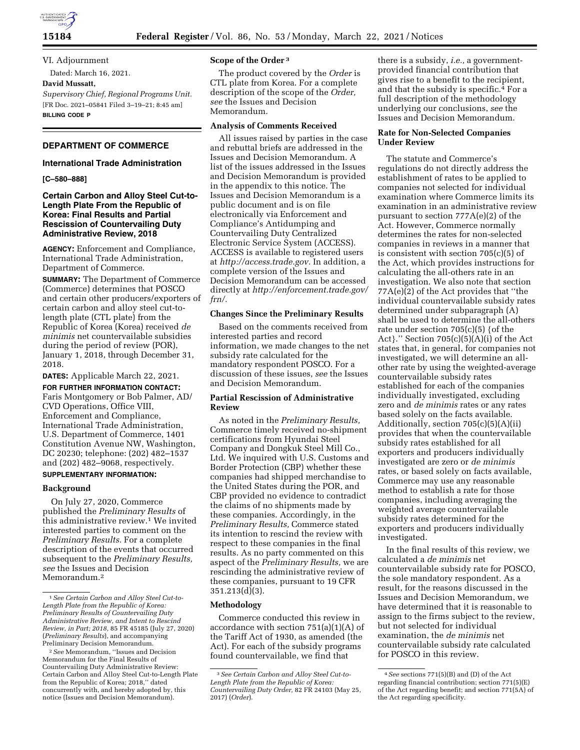VI. Adjournment

Dated: March 16, 2021.

**David Mussatt,**

*Supervisory Chief, Regional Programs Unit.*

[FR Doc. 2021–05841 Filed 3–19–21; 8:45 am]

**BILLING CODE P**

## DEPARTMENT OF COMMERCE

### International Trade Administration

**[C–580–888]**

### Certain Carbon and Alloy Steel Cut-to-Length Plate From the Republic of Korea: Final Results and Partial Rescission of Countervailing Duty Administrative Review, 2018

**AGENCY:** Enforcement and Compliance, International Trade Administration, Department of Commerce.

**SUMMARY:** The Department of Commerce (Commerce) determines that POSCO and certain other producers/exporters of certain carbon and alloy steel cut-to-length plate (CTL plate) from the Republic of Korea (Korea) received *de minimis* net countervailable subsidies during the period of review (POR), January 1, 2018, through December 31, 2018.

**DATES:** Applicable March 22, 2021.

**FOR FURTHER INFORMATION CONTACT:** Faris Montgomery or Bob Palmer, AD/CVD Operations, Office VIII, Enforcement and Compliance, International Trade Administration, U.S. Department of Commerce, 1401 Constitution Avenue NW, Washington, DC 20230; telephone: (202) 482–1537 and (202) 482–9068, respectively.

**SUPPLEMENTARY INFORMATION:**

**Background**

On July 27, 2020, Commerce published the *Preliminary Results* of this administrative review.[1] We invited interested parties to comment on the *Preliminary Results.* For a complete description of the events that occurred subsequent to the *Preliminary Results, see* the Issues and Decision Memorandum.[2]

**Scope of the Order**[3]

The product covered by the *Order* is CTL plate from Korea. For a complete description of the scope of the *Order, see* the Issues and Decision Memorandum.

**Analysis of Comments Received**

All issues raised by parties in the case and rebuttal briefs are addressed in the Issues and Decision Memorandum. A list of the issues addressed in the Issues and Decision Memorandum is provided in the appendix to this notice. The Issues and Decision Memorandum is a public document and is on file electronically via Enforcement and Compliance's Antidumping and Countervailing Duty Centralized Electronic Service System (ACCESS). ACCESS is available to registered users at *http://access.trade.gov.* In addition, a complete version of the Issues and Decision Memorandum can be accessed directly at *http://enforcement.trade.gov/frn/.*

**Changes Since the Preliminary Results**

Based on the comments received from interested parties and record information, we made changes to the net subsidy rate calculated for the mandatory respondent POSCO. For a discussion of these issues, *see* the Issues and Decision Memorandum.

**Partial Rescission of Administrative Review**

As noted in the *Preliminary Results,* Commerce timely received no-shipment certifications from Hyundai Steel Company and Dongkuk Steel Mill Co., Ltd. We inquired with U.S. Customs and Border Protection (CBP) whether these companies had shipped merchandise to the United States during the POR, and CBP provided no evidence to contradict the claims of no shipments made by these companies. Accordingly, in the *Preliminary Results,* Commerce stated its intention to rescind the review with respect to these companies in the final results. As no party commented on this aspect of the *Preliminary Results,* we are rescinding the administrative review of these companies, pursuant to 19 CFR 351.213(d)(3).

**Methodology**

Commerce conducted this review in accordance with section 751(a)(1)(A) of the Tariff Act of 1930, as amended (the Act). For each of the subsidy programs found countervailable, we find that there is a subsidy, *i.e.,* a government-provided financial contribution that gives rise to a benefit to the recipient, and that the subsidy is specific.[4] For a full description of the methodology underlying our conclusions, *see* the Issues and Decision Memorandum.

**Rate for Non-Selected Companies Under Review**

The statute and Commerce's regulations do not directly address the establishment of rates to be applied to companies not selected for individual examination where Commerce limits its examination in an administrative review pursuant to section 777A(e)(2) of the Act. However, Commerce normally determines the rates for non-selected companies in reviews in a manner that is consistent with section 705(c)(5) of the Act, which provides instructions for calculating the all-others rate in an investigation. We also note that section 77A(e)(2) of the Act provides that "the individual countervailable subsidy rates determined under subparagraph (A) shall be used to determine the all-others rate under section 705(c)(5) {of the Act}." Section 705(c)(5)(A)(i) of the Act states that, in general, for companies not investigated, we will determine an all-other rate by using the weighted-average countervailable subsidy rates established for each of the companies individually investigated, excluding zero and *de minimis* rates or any rates based solely on the facts available. Additionally, section 705(c)(5)(A)(ii) provides that when the countervailable subsidy rates established for all exporters and producers individually investigated are zero or *de minimis* rates, or based solely on facts available, Commerce may use any reasonable method to establish a rate for those companies, including averaging the weighted average countervailable subsidy rates determined for the exporters and producers individually investigated.

In the final results of this review, we calculated a *de minimis* net countervailable subsidy rate for POSCO, the sole mandatory respondent. As a result, for the reasons discussed in the Issues and Decision Memorandum, we have determined that it is reasonable to assign to the firms subject to the review, but not selected for individual examination, the *de minimis* net countervailable subsidy rate calculated for POSCO in this review.

---

[1] *See Certain Carbon and Alloy Steel Cut-to-Length Plate from the Republic of Korea: Preliminary Results of Countervailing Duty Administrative Review, and Intent to Rescind Review, in Part; 2018,* 85 FR 45185 (July 27, 2020) (*Preliminary Results*), and accompanying Preliminary Decision Memorandum.

[2] *See* Memorandum, "Issues and Decision Memorandum for the Final Results of Countervailing Duty Administrative Review: Certain Carbon and Alloy Steel Cut-to-Length Plate from the Republic of Korea; 2018," dated concurrently with, and hereby adopted by, this notice (Issues and Decision Memorandum).

[3] *See Certain Carbon and Alloy Steel Cut-to-Length Plate from the Republic of Korea: Countervailing Duty Order,* 82 FR 24103 (May 25, 2017) (*Order*).

[4] *See* sections 771(5)(B) and (D) of the Act regarding financial contribution; section 771(5)(E) of the Act regarding benefit; and section 771(5A) of the Act regarding specificity.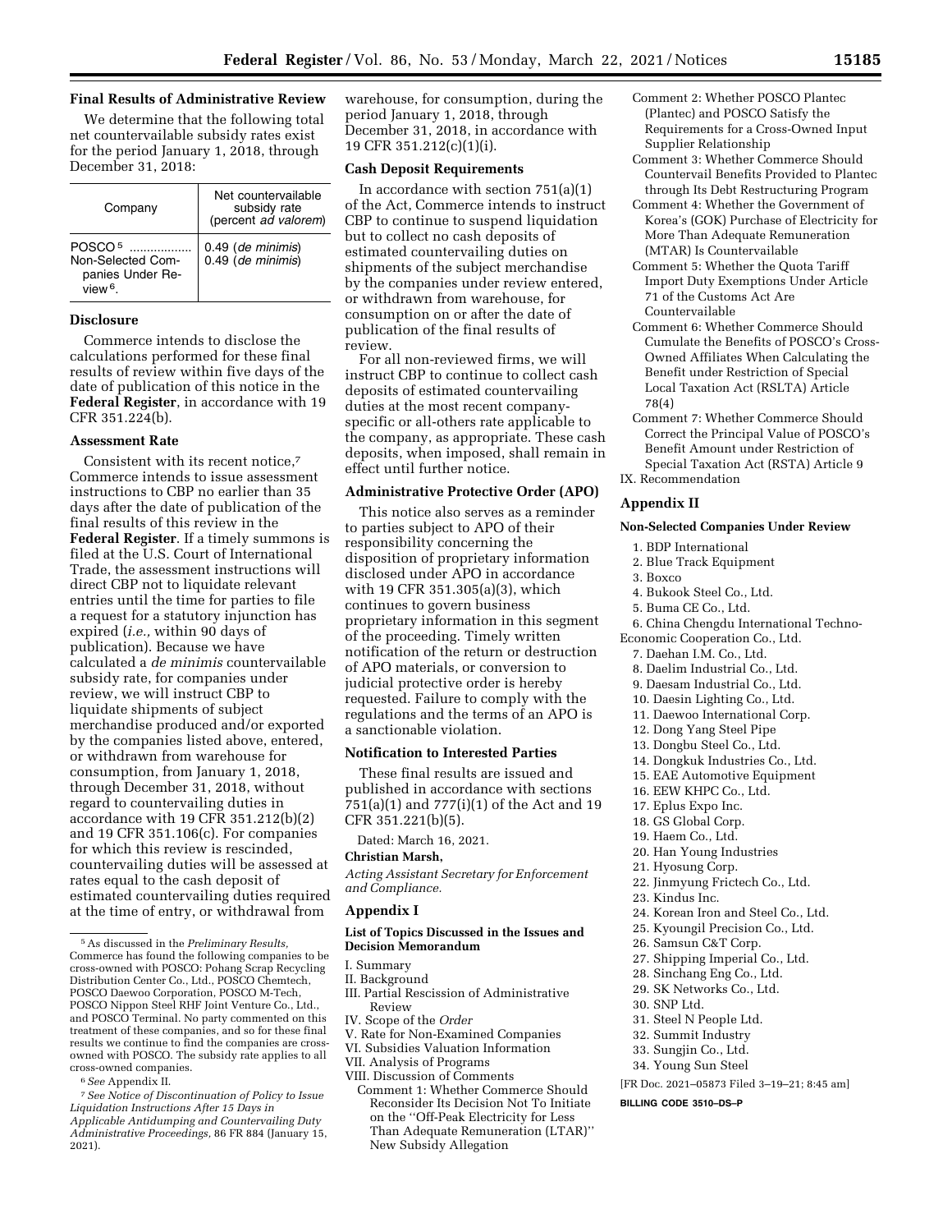## Final Results of Administrative Review

We determine that the following total net countervailable subsidy rates exist for the period January 1, 2018, through December 31, 2018:

| Company | Net countervailable subsidy rate (percent *ad valorem*) |
| --- | --- |
| POSCO [5] | 0.49 (*de minimis*) |
| Non-Selected Companies Under Review [6]. | 0.49 (*de minimis*) |

## Disclosure

Commerce intends to disclose the calculations performed for these final results of review within five days of the date of publication of this notice in the **Federal Register**, in accordance with 19 CFR 351.224(b).

## Assessment Rate

Consistent with its recent notice,[7] Commerce intends to issue assessment instructions to CBP no earlier than 35 days after the date of publication of the final results of this review in the **Federal Register**. If a timely summons is filed at the U.S. Court of International Trade, the assessment instructions will direct CBP not to liquidate relevant entries until the time for parties to file a request for a statutory injunction has expired (*i.e.,* within 90 days of publication). Because we have calculated a *de minimis* countervailable subsidy rate, for companies under review, we will instruct CBP to liquidate shipments of subject merchandise produced and/or exported by the companies listed above, entered, or withdrawn from warehouse for consumption, from January 1, 2018, through December 31, 2018, without regard to countervailing duties in accordance with 19 CFR 351.212(b)(2) and 19 CFR 351.106(c). For companies for which this review is rescinded, countervailing duties will be assessed at rates equal to the cash deposit of estimated countervailing duties required at the time of entry, or withdrawal from warehouse, for consumption, during the period January 1, 2018, through December 31, 2018, in accordance with 19 CFR 351.212(c)(1)(i).

## Cash Deposit Requirements

In accordance with section 751(a)(1) of the Act, Commerce intends to instruct CBP to continue to suspend liquidation but to collect no cash deposits of estimated countervailing duties on shipments of the subject merchandise by the companies under review entered, or withdrawn from warehouse, for consumption on or after the date of publication of the final results of review.

For all non-reviewed firms, we will instruct CBP to continue to collect cash deposits of estimated countervailing duties at the most recent company-specific or all-others rate applicable to the company, as appropriate. These cash deposits, when imposed, shall remain in effect until further notice.

## Administrative Protective Order (APO)

This notice also serves as a reminder to parties subject to APO of their responsibility concerning the disposition of proprietary information disclosed under APO in accordance with 19 CFR 351.305(a)(3), which continues to govern business proprietary information in this segment of the proceeding. Timely written notification of the return or destruction of APO materials, or conversion to judicial protective order is hereby requested. Failure to comply with the regulations and the terms of an APO is a sanctionable violation.

## Notification to Interested Parties

These final results are issued and published in accordance with sections 751(a)(1) and 777(i)(1) of the Act and 19 CFR 351.221(b)(5).

Dated: March 16, 2021.

**Christian Marsh,**

*Acting Assistant Secretary for Enforcement and Compliance.*

## Appendix I

### List of Topics Discussed in the Issues and Decision Memorandum

I. Summary
II. Background
III. Partial Rescission of Administrative Review
IV. Scope of the *Order*
V. Rate for Non-Examined Companies
VI. Subsidies Valuation Information
VII. Analysis of Programs
VIII. Discussion of Comments
Comment 1: Whether Commerce Should Reconsider Its Decision Not To Initiate on the ''Off-Peak Electricity for Less Than Adequate Remuneration (LTAR)'' New Subsidy Allegation
Comment 2: Whether POSCO Plantec (Plantec) and POSCO Satisfy the Requirements for a Cross-Owned Input Supplier Relationship
Comment 3: Whether Commerce Should Countervail Benefits Provided to Plantec through Its Debt Restructuring Program
Comment 4: Whether the Government of Korea's (GOK) Purchase of Electricity for More Than Adequate Remuneration (MTAR) Is Countervailable
Comment 5: Whether the Quota Tariff Import Duty Exemptions Under Article 71 of the Customs Act Are Countervailable
Comment 6: Whether Commerce Should Cumulate the Benefits of POSCO's Cross-Owned Affiliates When Calculating the Benefit under Restriction of Special Local Taxation Act (RSLTA) Article 78(4)
Comment 7: Whether Commerce Should Correct the Principal Value of POSCO's Benefit Amount under Restriction of Special Taxation Act (RSTA) Article 9
IX. Recommendation

## Appendix II

### Non-Selected Companies Under Review

1. BDP International
2. Blue Track Equipment
3. Boxco
4. Bukook Steel Co., Ltd.
5. Buma CE Co., Ltd.
6. China Chengdu International Techno-Economic Cooperation Co., Ltd.
7. Daehan I.M. Co., Ltd.
8. Daelim Industrial Co., Ltd.
9. Daesam Industrial Co., Ltd.
10. Daesin Lighting Co., Ltd.
11. Daewoo International Corp.
12. Dong Yang Steel Pipe
13. Dongbu Steel Co., Ltd.
14. Dongkuk Industries Co., Ltd.
15. EAE Automotive Equipment
16. EEW KHPC Co., Ltd.
17. Eplus Expo Inc.
18. GS Global Corp.
19. Haem Co., Ltd.
20. Han Young Industries
21. Hyosung Corp.
22. Jinmyung Frictech Co., Ltd.
23. Kindus Inc.
24. Korean Iron and Steel Co., Ltd.
25. Kyoungil Precision Co., Ltd.
26. Samsun C&T Corp.
27. Shipping Imperial Co., Ltd.
28. Sinchang Eng Co., Ltd.
29. SK Networks Co., Ltd.
30. SNP Ltd.
31. Steel N People Ltd.
32. Summit Industry
33. Sungjin Co., Ltd.
34. Young Sun Steel

[FR Doc. 2021–05873 Filed 3–19–21; 8:45 am]

**BILLING CODE 3510–DS–P**

---

[5] As discussed in the *Preliminary Results,* Commerce has found the following companies to be cross-owned with POSCO: Pohang Scrap Recycling Distribution Center Co., Ltd., POSCO Chemtech, POSCO Daewoo Corporation, POSCO M-Tech, POSCO Nippon Steel RHF Joint Venture Co., Ltd., and POSCO Terminal. No party commented on this treatment of these companies, and so for these final results we continue to find the companies are cross-owned with POSCO. The subsidy rate applies to all cross-owned companies.

[6] *See* Appendix II.

[7] *See Notice of Discontinuation of Policy to Issue Liquidation Instructions After 15 Days in Applicable Antidumping and Countervailing Duty Administrative Proceedings,* 86 FR 884 (January 15, 2021).